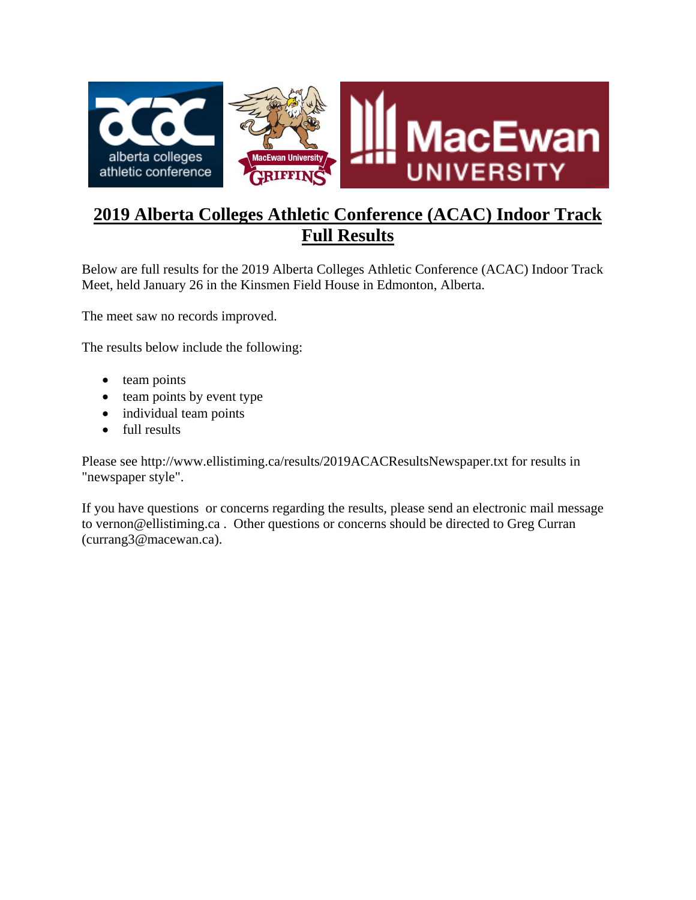# 2019 Alberta Colleges Athletic Conference (ACAC) Indoor Track Full Results

Below are full results for the 2019 Alberta Colleges Athletic Conference (ACAC) Indoor Track Meet, held January 26 in the Kinsmen Field House in Edmonton, Alberta.

The meet saw no records improved.

The results below include the following:

- team points
- team points by event type
- individual team points
- full results

Please see http://www.ellistiming.ca/results/2019ACACResultsNewspaper.txt for results in "newspaper style".

If you have questions or concerns regarding the results, please send an electronic mail message to vernon@ellistiming.ca . Other questions or concerns should be directed to Greg Curran (currang3@macewan.ca).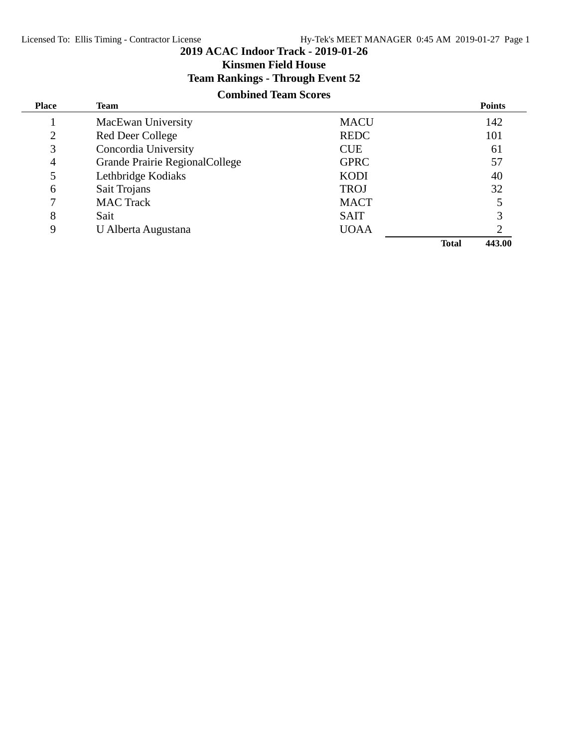# 2019 ACAC Indoor Track - 2019-01-26

## Kinsmen Field House

## Team Rankings - Through Event 52

### Combined Team Scores

| Place | Team | | Points |
|---|---|---|---|
| 1 | MacEwan University | MACU | 142 |
| 2 | Red Deer College | REDC | 101 |
| 3 | Concordia University | CUE | 61 |
| 4 | Grande Prairie RegionalCollege | GPRC | 57 |
| 5 | Lethbridge Kodiaks | KODI | 40 |
| 6 | Sait Trojans | TROJ | 32 |
| 7 | MAC Track | MACT | 5 |
| 8 | Sait | SAIT | 3 |
| 9 | U Alberta Augustana | UOAA | 2 |
| | | **Total** | **443.00** |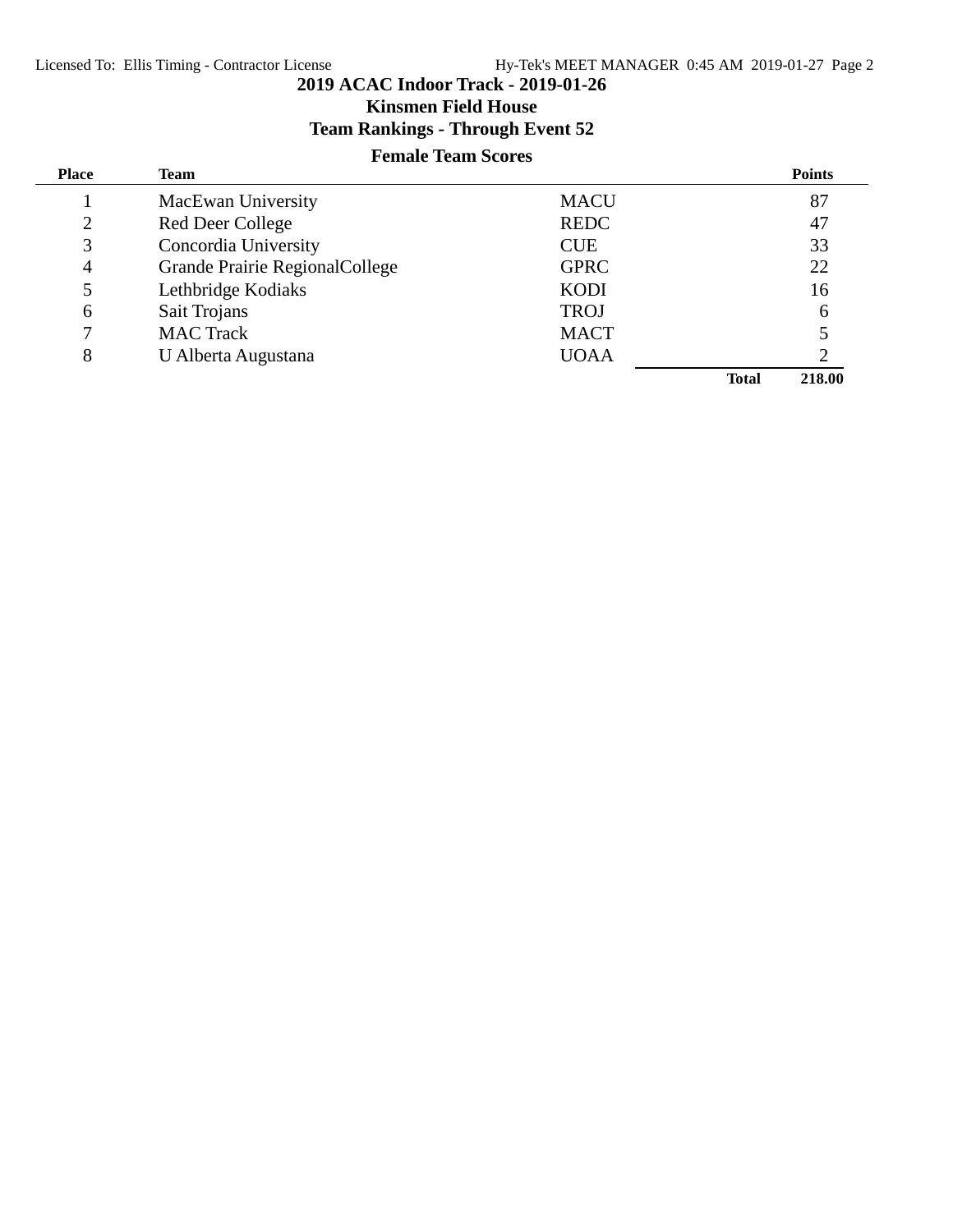# 2019 ACAC Indoor Track - 2019-01-26

## Kinsmen Field House

## Team Rankings - Through Event 52

### Female Team Scores

| Place | Team | | Points |
|---|---|---|---|
| 1 | MacEwan University | MACU | 87 |
| 2 | Red Deer College | REDC | 47 |
| 3 | Concordia University | CUE | 33 |
| 4 | Grande Prairie RegionalCollege | GPRC | 22 |
| 5 | Lethbridge Kodiaks | KODI | 16 |
| 6 | Sait Trojans | TROJ | 6 |
| 7 | MAC Track | MACT | 5 |
| 8 | U Alberta Augustana | UOAA | 2 |
| | | **Total** | **218.00** |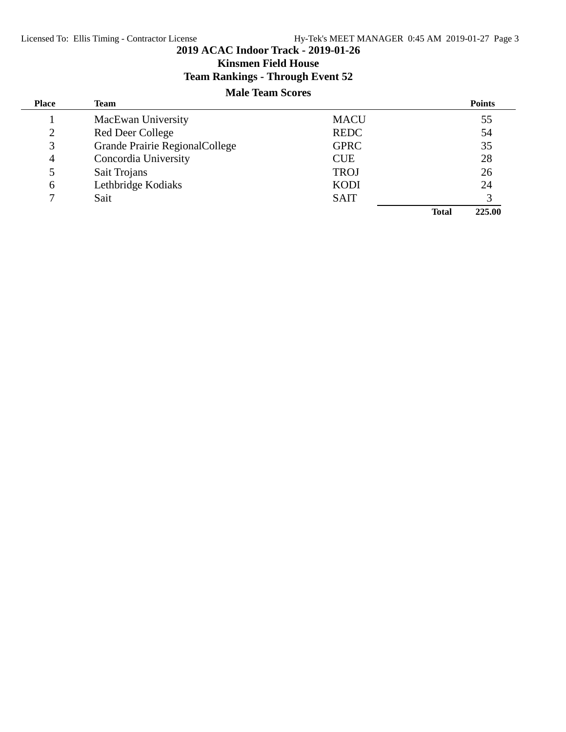# 2019 ACAC Indoor Track - 2019-01-26

## Kinsmen Field House

## Team Rankings - Through Event 52

### Male Team Scores

| Place | Team | | Points |
|---|---|---|---|
| 1 | MacEwan University | MACU | 55 |
| 2 | Red Deer College | REDC | 54 |
| 3 | Grande Prairie RegionalCollege | GPRC | 35 |
| 4 | Concordia University | CUE | 28 |
| 5 | Sait Trojans | TROJ | 26 |
| 6 | Lethbridge Kodiaks | KODI | 24 |
| 7 | Sait | SAIT | 3 |
| | | **Total** | **225.00** |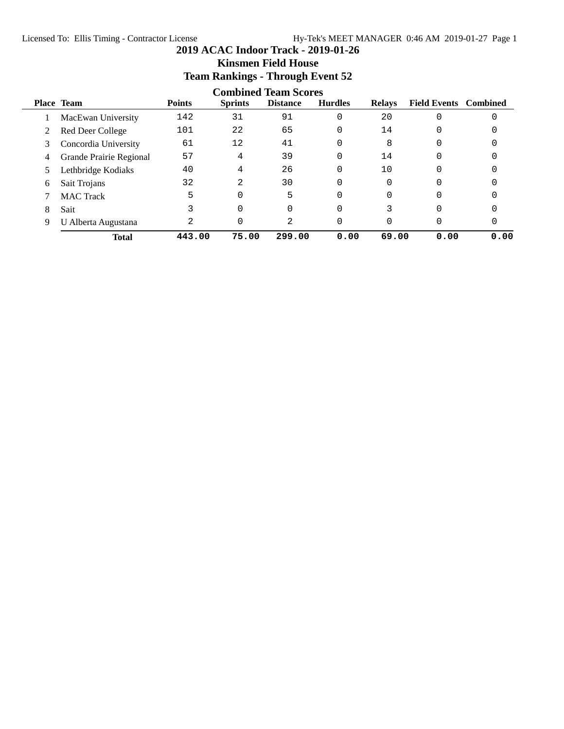# 2019 ACAC Indoor Track - 2019-01-26

## Kinsmen Field House

## Team Rankings - Through Event 52

### Combined Team Scores

| Place | Team | Points | Sprints | Distance | Hurdles | Relays | Field Events | Combined |
|---|---|---|---|---|---|---|---|---|
| 1 | MacEwan University | 142 | 31 | 91 | 0 | 20 | 0 | 0 |
| 2 | Red Deer College | 101 | 22 | 65 | 0 | 14 | 0 | 0 |
| 3 | Concordia University | 61 | 12 | 41 | 0 | 8 | 0 | 0 |
| 4 | Grande Prairie Regional | 57 | 4 | 39 | 0 | 14 | 0 | 0 |
| 5 | Lethbridge Kodiaks | 40 | 4 | 26 | 0 | 10 | 0 | 0 |
| 6 | Sait Trojans | 32 | 2 | 30 | 0 | 0 | 0 | 0 |
| 7 | MAC Track | 5 | 0 | 5 | 0 | 0 | 0 | 0 |
| 8 | Sait | 3 | 0 | 0 | 0 | 3 | 0 | 0 |
| 9 | U Alberta Augustana | 2 | 0 | 2 | 0 | 0 | 0 | 0 |
| | **Total** | **443.00** | **75.00** | **299.00** | **0.00** | **69.00** | **0.00** | **0.00** |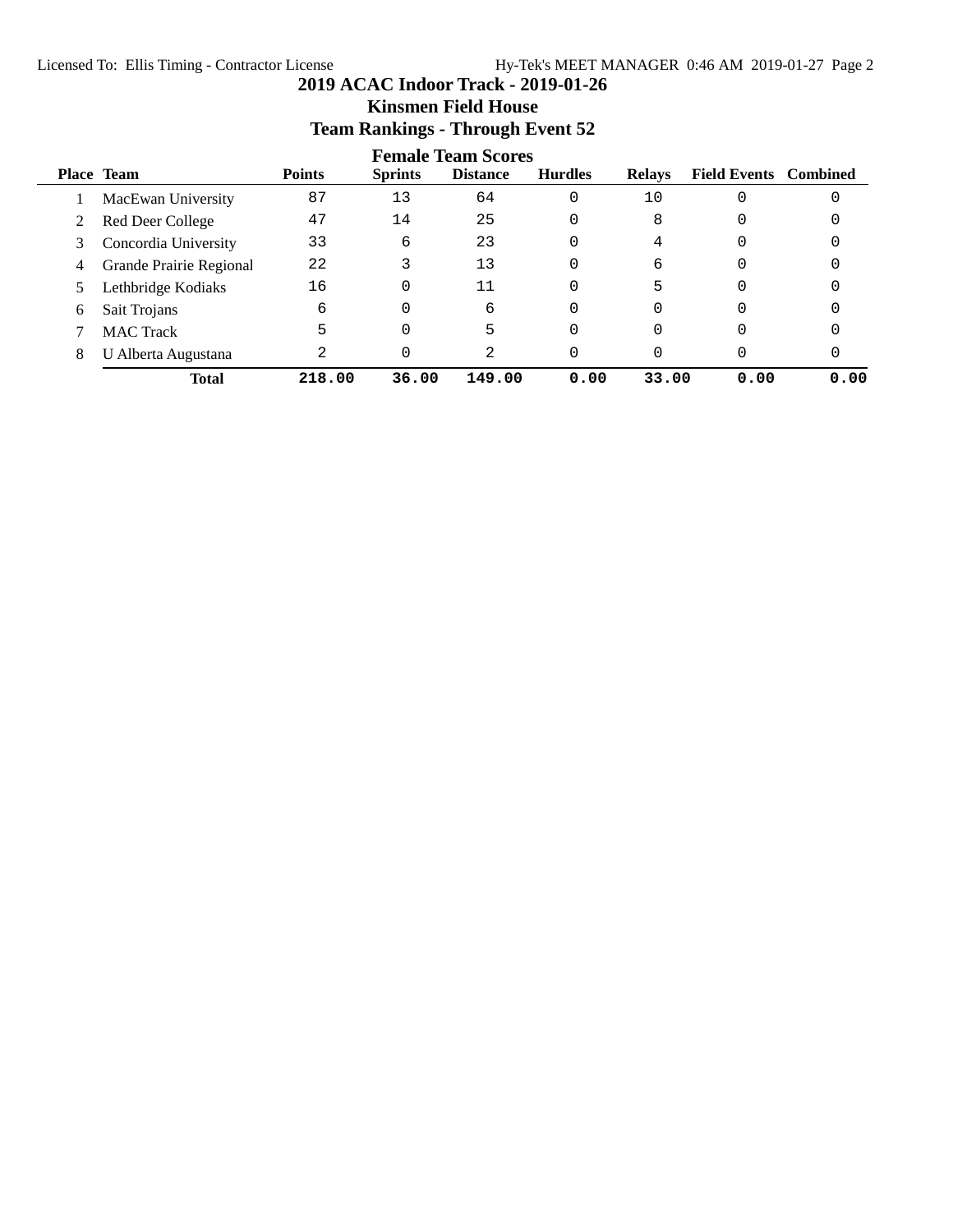## 2019 ACAC Indoor Track - 2019-01-26
## Kinsmen Field House
## Team Rankings - Through Event 52

### Female Team Scores

| Place | Team | Points | Sprints | Distance | Hurdles | Relays | Field Events | Combined |
|---|---|---|---|---|---|---|---|---|
| 1 | MacEwan University | 87 | 13 | 64 | 0 | 10 | 0 | 0 |
| 2 | Red Deer College | 47 | 14 | 25 | 0 | 8 | 0 | 0 |
| 3 | Concordia University | 33 | 6 | 23 | 0 | 4 | 0 | 0 |
| 4 | Grande Prairie Regional | 22 | 3 | 13 | 0 | 6 | 0 | 0 |
| 5 | Lethbridge Kodiaks | 16 | 0 | 11 | 0 | 5 | 0 | 0 |
| 6 | Sait Trojans | 6 | 0 | 6 | 0 | 0 | 0 | 0 |
| 7 | MAC Track | 5 | 0 | 5 | 0 | 0 | 0 | 0 |
| 8 | U Alberta Augustana | 2 | 0 | 2 | 0 | 0 | 0 | 0 |
| | **Total** | **218.00** | **36.00** | **149.00** | **0.00** | **33.00** | **0.00** | **0.00** |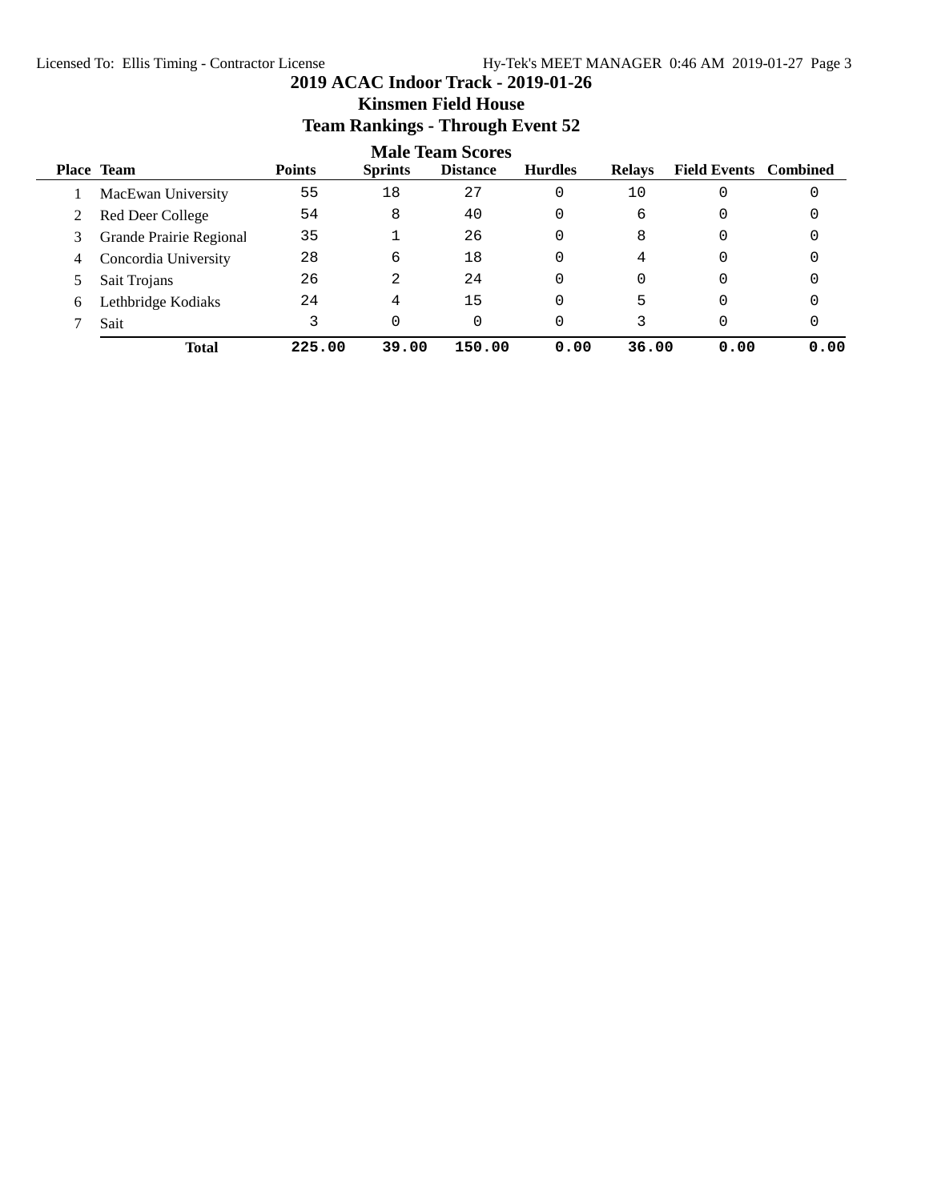# 2019 ACAC Indoor Track - 2019-01-26

## Kinsmen Field House

## Team Rankings - Through Event 52

### Male Team Scores

| Place | Team | Points | Sprints | Distance | Hurdles | Relays | Field Events | Combined |
|---|---|---|---|---|---|---|---|---|
| 1 | MacEwan University | 55 | 18 | 27 | 0 | 10 | 0 | 0 |
| 2 | Red Deer College | 54 | 8 | 40 | 0 | 6 | 0 | 0 |
| 3 | Grande Prairie Regional | 35 | 1 | 26 | 0 | 8 | 0 | 0 |
| 4 | Concordia University | 28 | 6 | 18 | 0 | 4 | 0 | 0 |
| 5 | Sait Trojans | 26 | 2 | 24 | 0 | 0 | 0 | 0 |
| 6 | Lethbridge Kodiaks | 24 | 4 | 15 | 0 | 5 | 0 | 0 |
| 7 | Sait | 3 | 0 | 0 | 0 | 3 | 0 | 0 |
| | **Total** | **225.00** | **39.00** | **150.00** | **0.00** | **36.00** | **0.00** | **0.00** |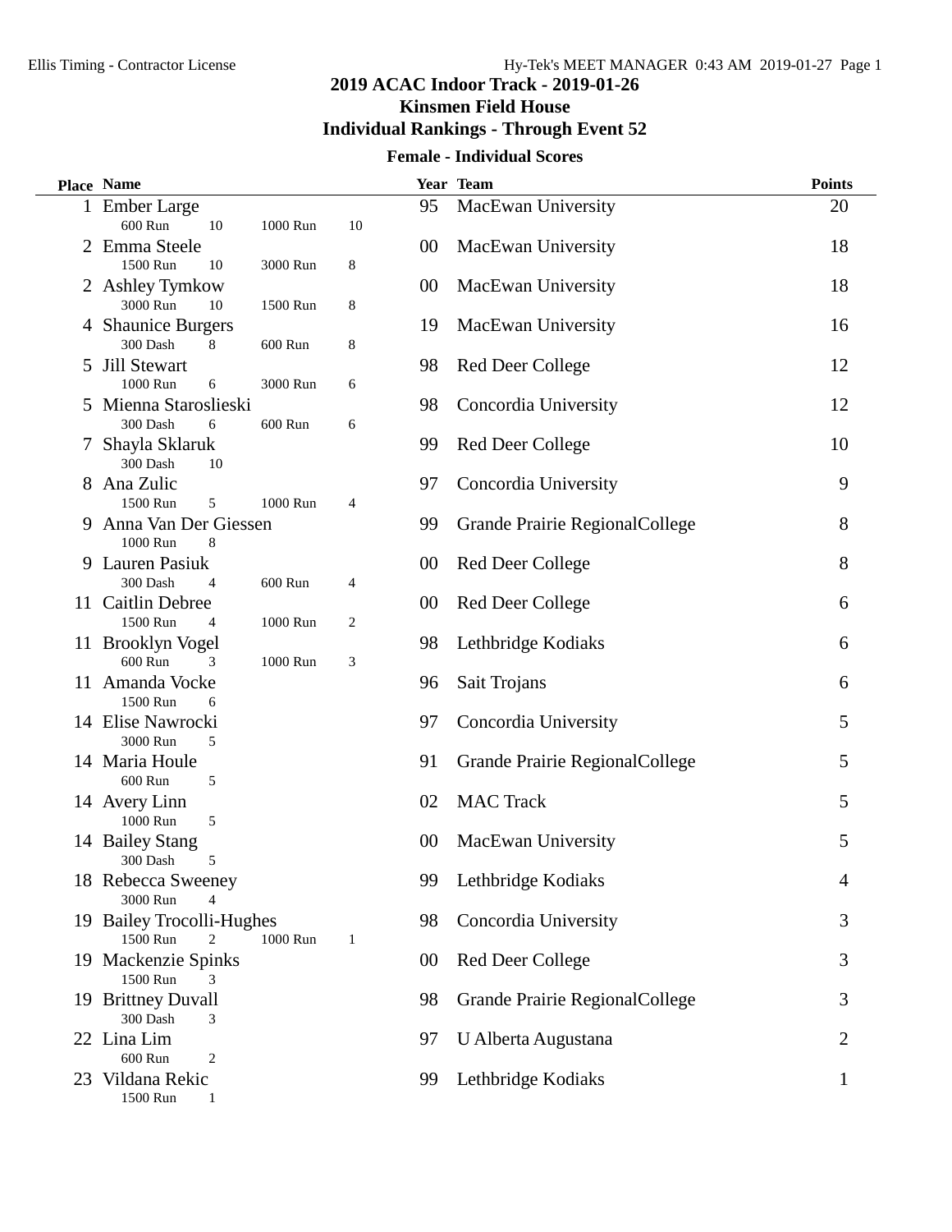# 2019 ACAC Indoor Track - 2019-01-26

## Kinsmen Field House

## Individual Rankings - Through Event 52

### Female - Individual Scores

| Place | Name | Year | Team | Points |
|---|---|---|---|---|
| 1 | Ember Large<br>600 Run 10 1000 Run 10 | 95 | MacEwan University | 20 |
| 2 | Emma Steele<br>1500 Run 10 3000 Run 8 | 00 | MacEwan University | 18 |
| 2 | Ashley Tymkow<br>3000 Run 10 1500 Run 8 | 00 | MacEwan University | 18 |
| 4 | Shaunice Burgers<br>300 Dash 8 600 Run 8 | 19 | MacEwan University | 16 |
| 5 | Jill Stewart<br>1000 Run 6 3000 Run 6 | 98 | Red Deer College | 12 |
| 5 | Mienna Staroslieski<br>300 Dash 6 600 Run 6 | 98 | Concordia University | 12 |
| 7 | Shayla Sklaruk<br>300 Dash 10 | 99 | Red Deer College | 10 |
| 8 | Ana Zulic<br>1500 Run 5 1000 Run 4 | 97 | Concordia University | 9 |
| 9 | Anna Van Der Giessen<br>1000 Run 8 | 99 | Grande Prairie RegionalCollege | 8 |
| 9 | Lauren Pasiuk<br>300 Dash 4 600 Run 4 | 00 | Red Deer College | 8 |
| 11 | Caitlin Debree<br>1500 Run 4 1000 Run 2 | 00 | Red Deer College | 6 |
| 11 | Brooklyn Vogel<br>600 Run 3 1000 Run 3 | 98 | Lethbridge Kodiaks | 6 |
| 11 | Amanda Vocke<br>1500 Run 6 | 96 | Sait Trojans | 6 |
| 14 | Elise Nawrocki<br>3000 Run 5 | 97 | Concordia University | 5 |
| 14 | Maria Houle<br>600 Run 5 | 91 | Grande Prairie RegionalCollege | 5 |
| 14 | Avery Linn<br>1000 Run 5 | 02 | MAC Track | 5 |
| 14 | Bailey Stang<br>300 Dash 5 | 00 | MacEwan University | 5 |
| 18 | Rebecca Sweeney<br>3000 Run 4 | 99 | Lethbridge Kodiaks | 4 |
| 19 | Bailey Trocolli-Hughes<br>1500 Run 2 1000 Run 1 | 98 | Concordia University | 3 |
| 19 | Mackenzie Spinks<br>1500 Run 3 | 00 | Red Deer College | 3 |
| 19 | Brittney Duvall<br>300 Dash 3 | 98 | Grande Prairie RegionalCollege | 3 |
| 22 | Lina Lim<br>600 Run 2 | 97 | U Alberta Augustana | 2 |
| 23 | Vildana Rekic<br>1500 Run 1 | 99 | Lethbridge Kodiaks | 1 |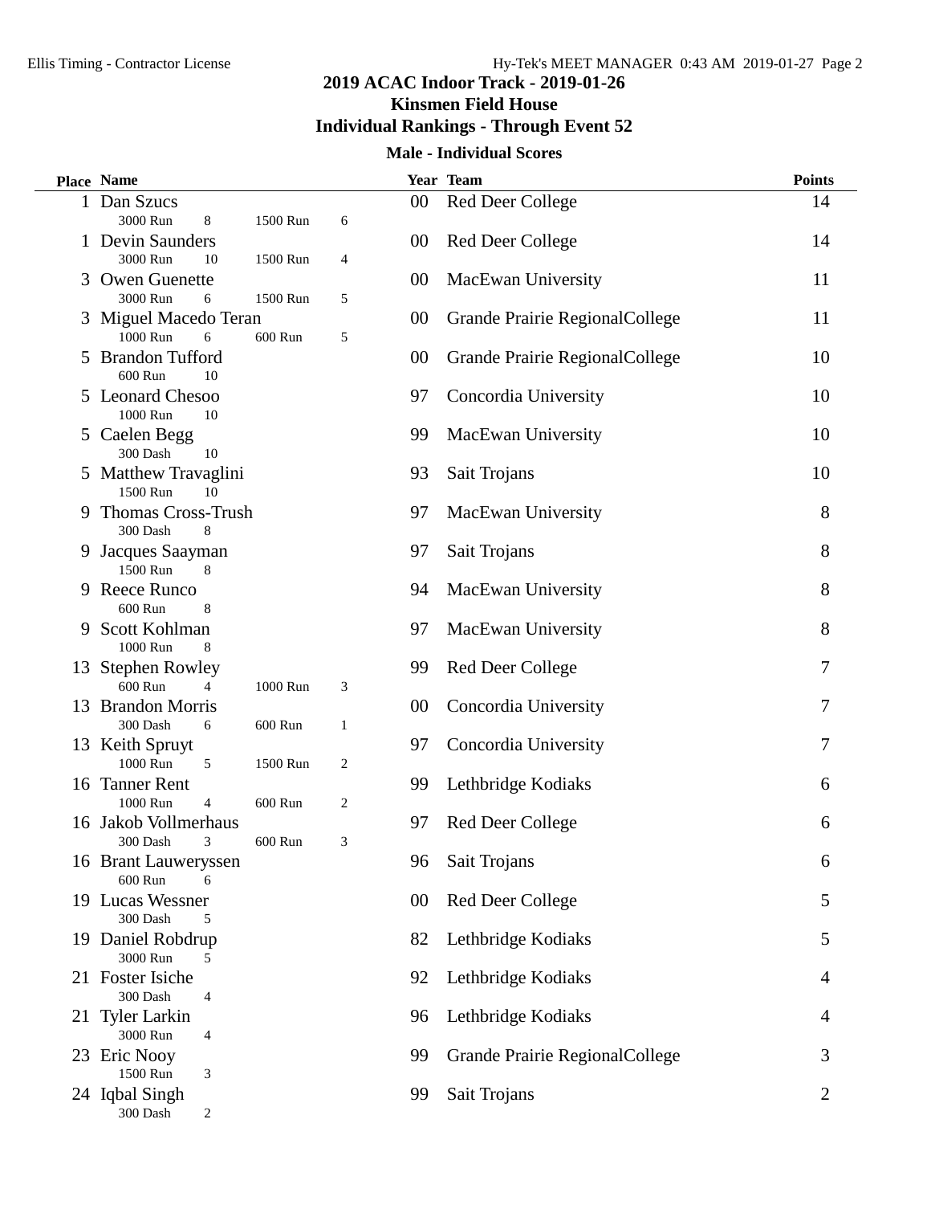# 2019 ACAC Indoor Track - 2019-01-26

## Kinsmen Field House

## Individual Rankings - Through Event 52

### Male - Individual Scores

| Place | Name | Year | Team | Points |
|---|---|---|---|---|
| 1 | Dan Szucs<br>3000 Run 8 1500 Run 6 | 00 | Red Deer College | 14 |
| 1 | Devin Saunders<br>3000 Run 10 1500 Run 4 | 00 | Red Deer College | 14 |
| 3 | Owen Guenette<br>3000 Run 6 1500 Run 5 | 00 | MacEwan University | 11 |
| 3 | Miguel Macedo Teran<br>1000 Run 6 600 Run 5 | 00 | Grande Prairie RegionalCollege | 11 |
| 5 | Brandon Tufford<br>600 Run 10 | 00 | Grande Prairie RegionalCollege | 10 |
| 5 | Leonard Chesoo<br>1000 Run 10 | 97 | Concordia University | 10 |
| 5 | Caelen Begg<br>300 Dash 10 | 99 | MacEwan University | 10 |
| 5 | Matthew Travaglini<br>1500 Run 10 | 93 | Sait Trojans | 10 |
| 9 | Thomas Cross-Trush<br>300 Dash 8 | 97 | MacEwan University | 8 |
| 9 | Jacques Saayman<br>1500 Run 8 | 97 | Sait Trojans | 8 |
| 9 | Reece Runco<br>600 Run 8 | 94 | MacEwan University | 8 |
| 9 | Scott Kohlman<br>1000 Run 8 | 97 | MacEwan University | 8 |
| 13 | Stephen Rowley<br>600 Run 4 1000 Run 3 | 99 | Red Deer College | 7 |
| 13 | Brandon Morris<br>300 Dash 6 600 Run 1 | 00 | Concordia University | 7 |
| 13 | Keith Spruyt<br>1000 Run 5 1500 Run 2 | 97 | Concordia University | 7 |
| 16 | Tanner Rent<br>1000 Run 4 600 Run 2 | 99 | Lethbridge Kodiaks | 6 |
| 16 | Jakob Vollmerhaus<br>300 Dash 3 600 Run 3 | 97 | Red Deer College | 6 |
| 16 | Brant Lauweryssen<br>600 Run 6 | 96 | Sait Trojans | 6 |
| 19 | Lucas Wessner<br>300 Dash 5 | 00 | Red Deer College | 5 |
| 19 | Daniel Robdrup<br>3000 Run 5 | 82 | Lethbridge Kodiaks | 5 |
| 21 | Foster Isiche<br>300 Dash 4 | 92 | Lethbridge Kodiaks | 4 |
| 21 | Tyler Larkin<br>3000 Run 4 | 96 | Lethbridge Kodiaks | 4 |
| 23 | Eric Nooy<br>1500 Run 3 | 99 | Grande Prairie RegionalCollege | 3 |
| 24 | Iqbal Singh<br>300 Dash 2 | 99 | Sait Trojans | 2 |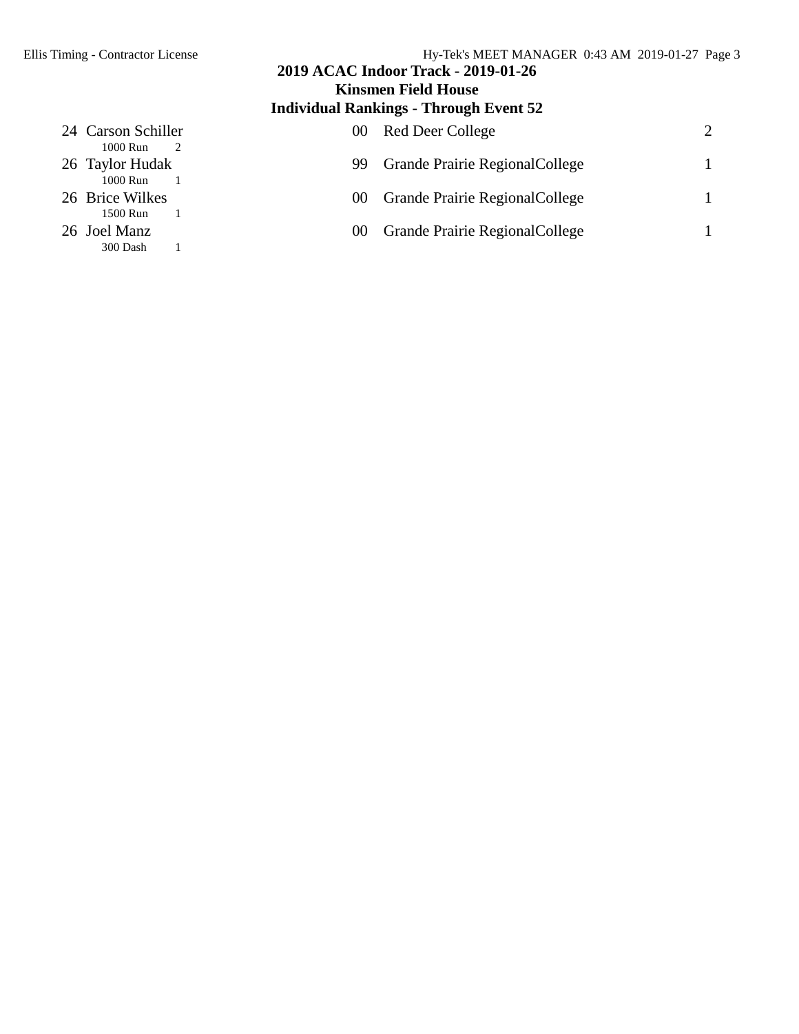## 2019 ACAC Indoor Track - 2019-01-26

## Kinsmen Field House

## Individual Rankings - Through Event 52

| | Name | Year | School | Points |
|---|---|---|---|---|
| 24 | Carson Schiller | 00 | Red Deer College | 2 |
| | 1000 Run 2 | | | |
| 26 | Taylor Hudak | 99 | Grande Prairie RegionalCollege | 1 |
| | 1000 Run 1 | | | |
| 26 | Brice Wilkes | 00 | Grande Prairie RegionalCollege | 1 |
| | 1500 Run 1 | | | |
| 26 | Joel Manz | 00 | Grande Prairie RegionalCollege | 1 |
| | 300 Dash 1 | | | |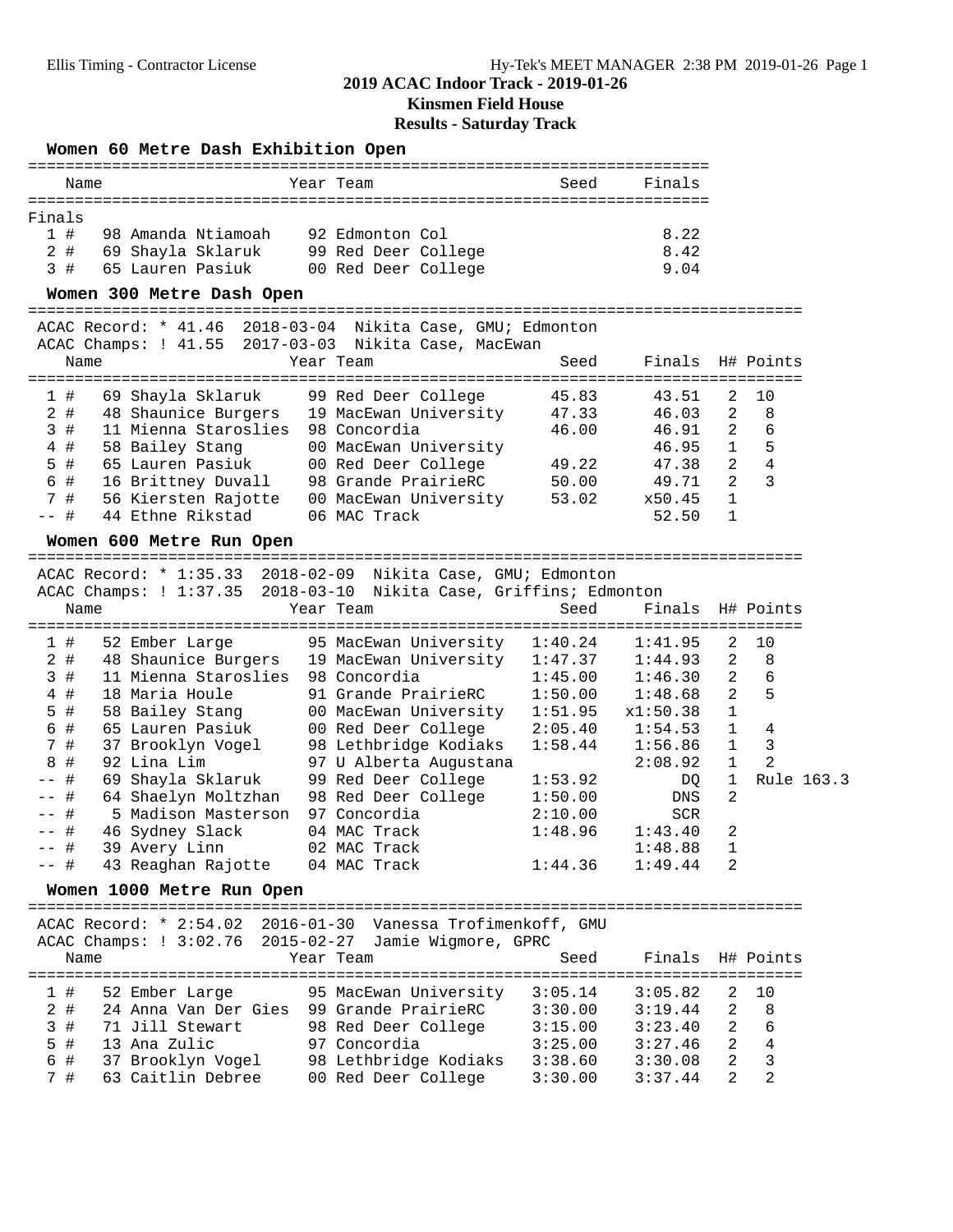## 2019 ACAC Indoor Track - 2019-01-26

### Kinsmen Field House

### Results - Saturday Track

#### Women 60 Metre Dash Exhibition Open

| | Name | Year | Team | Seed | Finals |
|---|---|---|---|---|---|
| **Finals** | | | | | |
| 1 # | 98 Amanda Ntiamoah | 92 | Edmonton Col | | 8.22 |
| 2 # | 69 Shayla Sklaruk | 99 | Red Deer College | | 8.42 |
| 3 # | 65 Lauren Pasiuk | 00 | Red Deer College | | 9.04 |

#### Women 300 Metre Dash Open

ACAC Record: * 41.46 2018-03-04 Nikita Case, GMU; Edmonton
ACAC Champs: ! 41.55 2017-03-03 Nikita Case, MacEwan

| | Name | Year | Team | Seed | Finals | H# | Points |
|---|---|---|---|---|---|---|---|
| 1 # | 69 Shayla Sklaruk | 99 | Red Deer College | 45.83 | 43.51 | 2 | 10 |
| 2 # | 48 Shaunice Burgers | 19 | MacEwan University | 47.33 | 46.03 | 2 | 8 |
| 3 # | 11 Mienna Staroslies | 98 | Concordia | 46.00 | 46.91 | 2 | 6 |
| 4 # | 58 Bailey Stang | 00 | MacEwan University | | 46.95 | 1 | 5 |
| 5 # | 65 Lauren Pasiuk | 00 | Red Deer College | 49.22 | 47.38 | 2 | 4 |
| 6 # | 16 Brittney Duvall | 98 | Grande PrairieRC | 50.00 | 49.71 | 2 | 3 |
| 7 # | 56 Kiersten Rajotte | 00 | MacEwan University | 53.02 | x50.45 | 1 | |
| -- # | 44 Ethne Rikstad | 06 | MAC Track | | 52.50 | 1 | |

#### Women 600 Metre Run Open

ACAC Record: * 1:35.33 2018-02-09 Nikita Case, GMU; Edmonton
ACAC Champs: ! 1:37.35 2018-03-10 Nikita Case, Griffins; Edmonton

| | Name | Year | Team | Seed | Finals | H# | Points |
|---|---|---|---|---|---|---|---|
| 1 # | 52 Ember Large | 95 | MacEwan University | 1:40.24 | 1:41.95 | 2 | 10 |
| 2 # | 48 Shaunice Burgers | 19 | MacEwan University | 1:47.37 | 1:44.93 | 2 | 8 |
| 3 # | 11 Mienna Staroslies | 98 | Concordia | 1:45.00 | 1:46.30 | 2 | 6 |
| 4 # | 18 Maria Houle | 91 | Grande PrairieRC | 1:50.00 | 1:48.68 | 2 | 5 |
| 5 # | 58 Bailey Stang | 00 | MacEwan University | 1:51.95 | x1:50.38 | 1 | |
| 6 # | 65 Lauren Pasiuk | 00 | Red Deer College | 2:05.40 | 1:54.53 | 1 | 4 |
| 7 # | 37 Brooklyn Vogel | 98 | Lethbridge Kodiaks | 1:58.44 | 1:56.86 | 1 | 3 |
| 8 # | 92 Lina Lim | 97 | U Alberta Augustana | | 2:08.92 | 1 | 2 |
| -- # | 69 Shayla Sklaruk | 99 | Red Deer College | 1:53.92 | DQ | 1 | Rule 163.3 |
| -- # | 64 Shaelyn Moltzhan | 98 | Red Deer College | 1:50.00 | DNS | 2 | |
| -- # | 5 Madison Masterson | 97 | Concordia | 2:10.00 | SCR | | |
| -- # | 46 Sydney Slack | 04 | MAC Track | 1:48.96 | 1:43.40 | 2 | |
| -- # | 39 Avery Linn | 02 | MAC Track | | 1:48.88 | 1 | |
| -- # | 43 Reaghan Rajotte | 04 | MAC Track | 1:44.36 | 1:49.44 | 2 | |

#### Women 1000 Metre Run Open

ACAC Record: * 2:54.02 2016-01-30 Vanessa Trofimenkoff, GMU
ACAC Champs: ! 3:02.76 2015-02-27 Jamie Wigmore, GPRC

| | Name | Year | Team | Seed | Finals | H# | Points |
|---|---|---|---|---|---|---|---|
| 1 # | 52 Ember Large | 95 | MacEwan University | 3:05.14 | 3:05.82 | 2 | 10 |
| 2 # | 24 Anna Van Der Gies | 99 | Grande PrairieRC | 3:30.00 | 3:19.44 | 2 | 8 |
| 3 # | 71 Jill Stewart | 98 | Red Deer College | 3:15.00 | 3:23.40 | 2 | 6 |
| 5 # | 13 Ana Zulic | 97 | Concordia | 3:25.00 | 3:27.46 | 2 | 4 |
| 6 # | 37 Brooklyn Vogel | 98 | Lethbridge Kodiaks | 3:38.60 | 3:30.08 | 2 | 3 |
| 7 # | 63 Caitlin Debree | 00 | Red Deer College | 3:30.00 | 3:37.44 | 2 | 2 |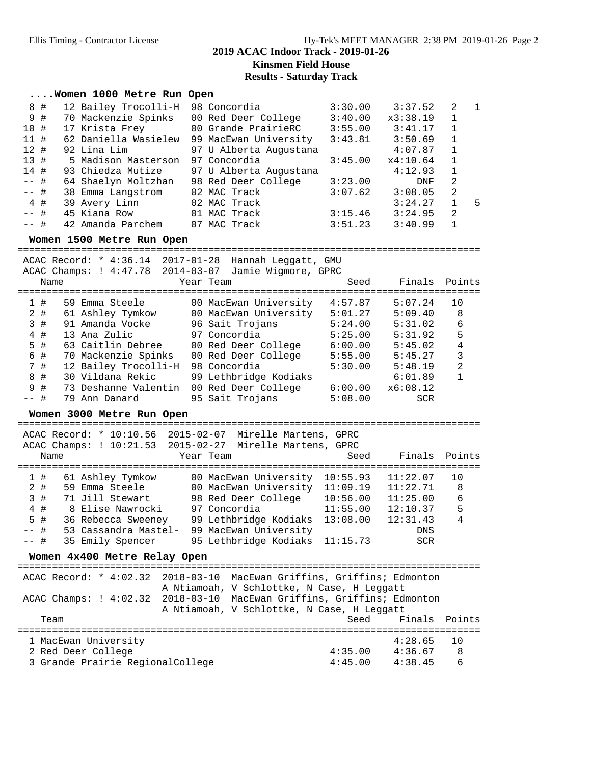## 2019 ACAC Indoor Track - 2019-01-26

### Kinsmen Field House

### Results - Saturday Track

#### ....Women 1000 Metre Run Open

| Place | Name | Year | Team | Seed | Finals | H# | Points |
|---|---|---|---|---|---|---|---|
| 8 # | 12 Bailey Trocolli-H | 98 | Concordia | 3:30.00 | 3:37.52 | 2 | 1 |
| 9 # | 70 Mackenzie Spinks | 00 | Red Deer College | 3:40.00 | x3:38.19 | 1 | |
| 10 # | 17 Krista Frey | 00 | Grande PrairieRC | 3:55.00 | 3:41.17 | 1 | |
| 11 # | 62 Daniella Wasielew | 99 | MacEwan University | 3:43.81 | 3:50.69 | 1 | |
| 12 # | 92 Lina Lim | 97 | U Alberta Augustana | | 4:07.87 | 1 | |
| 13 # | 5 Madison Masterson | 97 | Concordia | 3:45.00 | x4:10.64 | 1 | |
| 14 # | 93 Chiedza Mutize | 97 | U Alberta Augustana | | 4:12.93 | 1 | |
| -- # | 64 Shaelyn Moltzhan | 98 | Red Deer College | 3:23.00 | DNF | 2 | |
| -- # | 38 Emma Langstrom | 02 | MAC Track | 3:07.62 | 3:08.05 | 2 | |
| 4 # | 39 Avery Linn | 02 | MAC Track | | 3:24.27 | 1 | 5 |
| -- # | 45 Kiana Row | 01 | MAC Track | 3:15.46 | 3:24.95 | 2 | |
| -- # | 42 Amanda Parchem | 07 | MAC Track | 3:51.23 | 3:40.99 | 1 | |

#### Women 1500 Metre Run Open

ACAC Record: * 4:36.14 2017-01-28 Hannah Leggatt, GMU
ACAC Champs: ! 4:47.78 2014-03-07 Jamie Wigmore, GPRC

| Place | Name | Year | Team | Seed | Finals | Points |
|---|---|---|---|---|---|---|
| 1 # | 59 Emma Steele | 00 | MacEwan University | 4:57.87 | 5:07.24 | 10 |
| 2 # | 61 Ashley Tymkow | 00 | MacEwan University | 5:01.27 | 5:09.40 | 8 |
| 3 # | 91 Amanda Vocke | 96 | Sait Trojans | 5:24.00 | 5:31.02 | 6 |
| 4 # | 13 Ana Zulic | 97 | Concordia | 5:25.00 | 5:31.92 | 5 |
| 5 # | 63 Caitlin Debree | 00 | Red Deer College | 6:00.00 | 5:45.02 | 4 |
| 6 # | 70 Mackenzie Spinks | 00 | Red Deer College | 5:55.00 | 5:45.27 | 3 |
| 7 # | 12 Bailey Trocolli-H | 98 | Concordia | 5:30.00 | 5:48.19 | 2 |
| 8 # | 30 Vildana Rekic | 99 | Lethbridge Kodiaks | | 6:01.89 | 1 |
| 9 # | 73 Deshanne Valentin | 00 | Red Deer College | 6:00.00 | x6:08.12 | |
| -- # | 79 Ann Danard | 95 | Sait Trojans | 5:08.00 | SCR | |

#### Women 3000 Metre Run Open

ACAC Record: * 10:10.56 2015-02-07 Mirelle Martens, GPRC
ACAC Champs: ! 10:21.53 2015-02-27 Mirelle Martens, GPRC

| Place | Name | Year | Team | Seed | Finals | Points |
|---|---|---|---|---|---|---|
| 1 # | 61 Ashley Tymkow | 00 | MacEwan University | 10:55.93 | 11:22.07 | 10 |
| 2 # | 59 Emma Steele | 00 | MacEwan University | 11:09.19 | 11:22.71 | 8 |
| 3 # | 71 Jill Stewart | 98 | Red Deer College | 10:56.00 | 11:25.00 | 6 |
| 4 # | 8 Elise Nawrocki | 97 | Concordia | 11:55.00 | 12:10.37 | 5 |
| 5 # | 36 Rebecca Sweeney | 99 | Lethbridge Kodiaks | 13:08.00 | 12:31.43 | 4 |
| -- # | 53 Cassandra Mastel- | 99 | MacEwan University | | DNS | |
| -- # | 35 Emily Spencer | 95 | Lethbridge Kodiaks | 11:15.73 | SCR | |

#### Women 4x400 Metre Relay Open

ACAC Record: * 4:02.32 2018-03-10 MacEwan Griffins, Griffins; Edmonton
A Ntiamoah, V Schlottke, N Case, H Leggatt
ACAC Champs: ! 4:02.32 2018-03-10 MacEwan Griffins, Griffins; Edmonton
A Ntiamoah, V Schlottke, N Case, H Leggatt

| Place | Team | Seed | Finals | Points |
|---|---|---|---|---|
| 1 | MacEwan University | | 4:28.65 | 10 |
| 2 | Red Deer College | 4:35.00 | 4:36.67 | 8 |
| 3 | Grande Prairie RegionalCollege | 4:45.00 | 4:38.45 | 6 |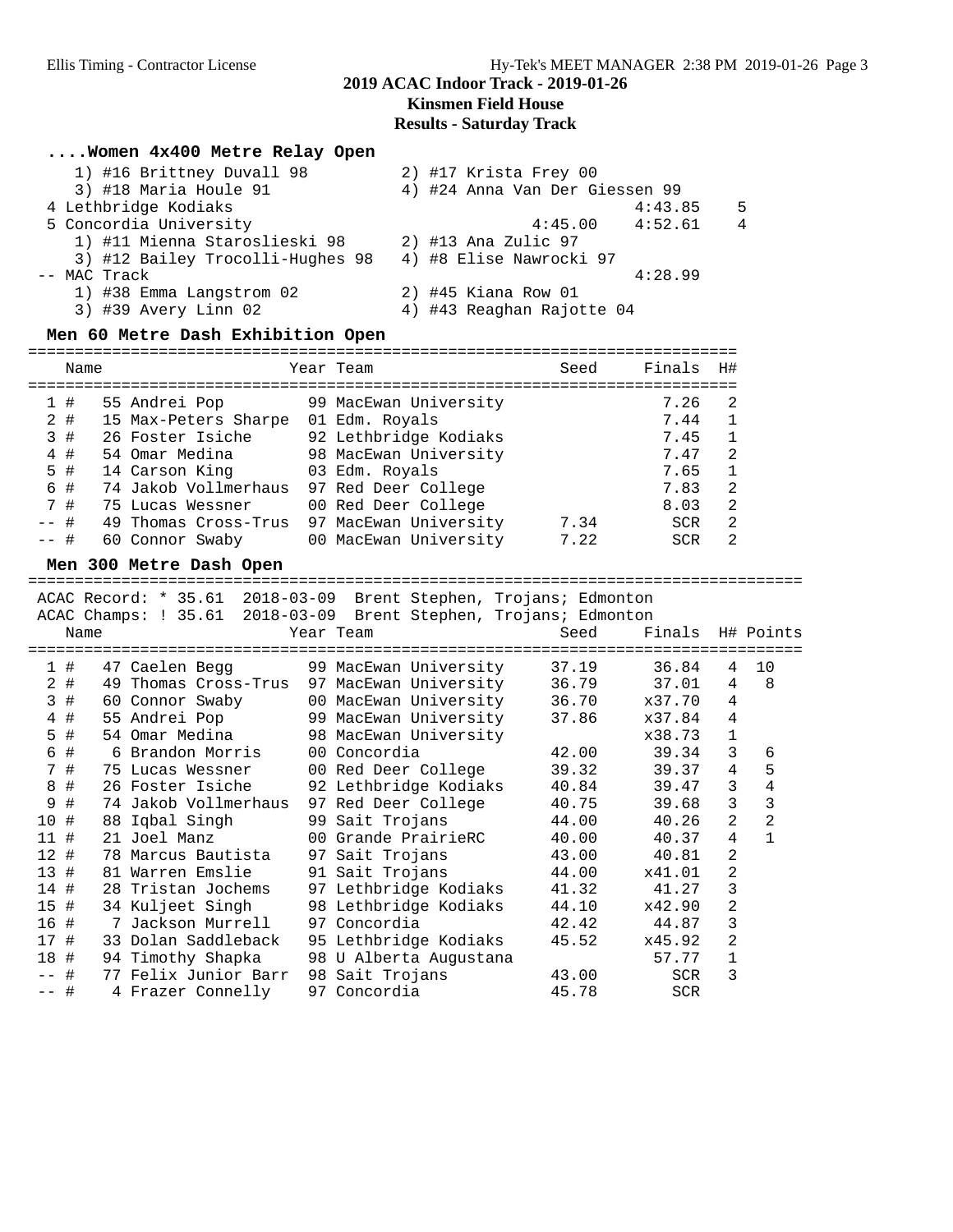**2019 ACAC Indoor Track - 2019-01-26**
**Kinsmen Field House**
**Results - Saturday Track**

### ....Women 4x400 Metre Relay Open

1) #16 Brittney Duvall 98 — 2) #17 Krista Frey 00
3) #18 Maria Houle 91 — 4) #24 Anna Van Der Giessen 99

| Place | Team | Seed | Finals | Points |
|---|---|---|---|---|
| 4 | Lethbridge Kodiaks | | 4:43.85 | 5 |
| 5 | Concordia University | 4:45.00 | 4:52.61 | 4 |

1) #11 Mienna Staroslieski 98 — 2) #13 Ana Zulic 97
3) #12 Bailey Trocolli-Hughes 98 — 4) #8 Elise Nawrocki 97

| Place | Team | Seed | Finals | Points |
|---|---|---|---|---|
| -- | MAC Track | | 4:28.99 | |

1) #38 Emma Langstrom 02 — 2) #45 Kiana Row 01
3) #39 Avery Linn 02 — 4) #43 Reaghan Rajotte 04

### Men 60 Metre Dash Exhibition Open

| | Name | Year | Team | Seed | Finals | H# |
|---|---|---|---|---|---|---|
| 1 # | 55 Andrei Pop | 99 | MacEwan University | | 7.26 | 2 |
| 2 # | 15 Max-Peters Sharpe | 01 | Edm. Royals | | 7.44 | 1 |
| 3 # | 26 Foster Isiche | 92 | Lethbridge Kodiaks | | 7.45 | 1 |
| 4 # | 54 Omar Medina | 98 | MacEwan University | | 7.47 | 2 |
| 5 # | 14 Carson King | 03 | Edm. Royals | | 7.65 | 1 |
| 6 # | 74 Jakob Vollmerhaus | 97 | Red Deer College | | 7.83 | 2 |
| 7 # | 75 Lucas Wessner | 00 | Red Deer College | | 8.03 | 2 |
| -- # | 49 Thomas Cross-Trus | 97 | MacEwan University | 7.34 | SCR | 2 |
| -- # | 60 Connor Swaby | 00 | MacEwan University | 7.22 | SCR | 2 |

### Men 300 Metre Dash Open

ACAC Record: * 35.61 2018-03-09 Brent Stephen, Trojans; Edmonton
ACAC Champs: ! 35.61 2018-03-09 Brent Stephen, Trojans; Edmonton

| | Name | Year | Team | Seed | Finals | H# | Points |
|---|---|---|---|---|---|---|---|
| 1 # | 47 Caelen Begg | 99 | MacEwan University | 37.19 | 36.84 | 4 | 10 |
| 2 # | 49 Thomas Cross-Trus | 97 | MacEwan University | 36.79 | 37.01 | 4 | 8 |
| 3 # | 60 Connor Swaby | 00 | MacEwan University | 36.70 | x37.70 | 4 | |
| 4 # | 55 Andrei Pop | 99 | MacEwan University | 37.86 | x37.84 | 4 | |
| 5 # | 54 Omar Medina | 98 | MacEwan University | | x38.73 | 1 | |
| 6 # | 6 Brandon Morris | 00 | Concordia | 42.00 | 39.34 | 3 | 6 |
| 7 # | 75 Lucas Wessner | 00 | Red Deer College | 39.32 | 39.37 | 4 | 5 |
| 8 # | 26 Foster Isiche | 92 | Lethbridge Kodiaks | 40.84 | 39.47 | 3 | 4 |
| 9 # | 74 Jakob Vollmerhaus | 97 | Red Deer College | 40.75 | 39.68 | 3 | 3 |
| 10 # | 88 Iqbal Singh | 99 | Sait Trojans | 44.00 | 40.26 | 2 | 2 |
| 11 # | 21 Joel Manz | 00 | Grande PrairieRC | 40.00 | 40.37 | 4 | 1 |
| 12 # | 78 Marcus Bautista | 97 | Sait Trojans | 43.00 | 40.81 | 2 | |
| 13 # | 81 Warren Emslie | 91 | Sait Trojans | 44.00 | x41.01 | 2 | |
| 14 # | 28 Tristan Jochems | 97 | Lethbridge Kodiaks | 41.32 | 41.27 | 3 | |
| 15 # | 34 Kuljeet Singh | 98 | Lethbridge Kodiaks | 44.10 | x42.90 | 2 | |
| 16 # | 7 Jackson Murrell | 97 | Concordia | 42.42 | 44.87 | 3 | |
| 17 # | 33 Dolan Saddleback | 95 | Lethbridge Kodiaks | 45.52 | x45.92 | 2 | |
| 18 # | 94 Timothy Shapka | 98 | U Alberta Augustana | | 57.77 | 1 | |
| -- # | 77 Felix Junior Barr | 98 | Sait Trojans | 43.00 | SCR | 3 | |
| -- # | 4 Frazer Connelly | 97 | Concordia | 45.78 | SCR | | |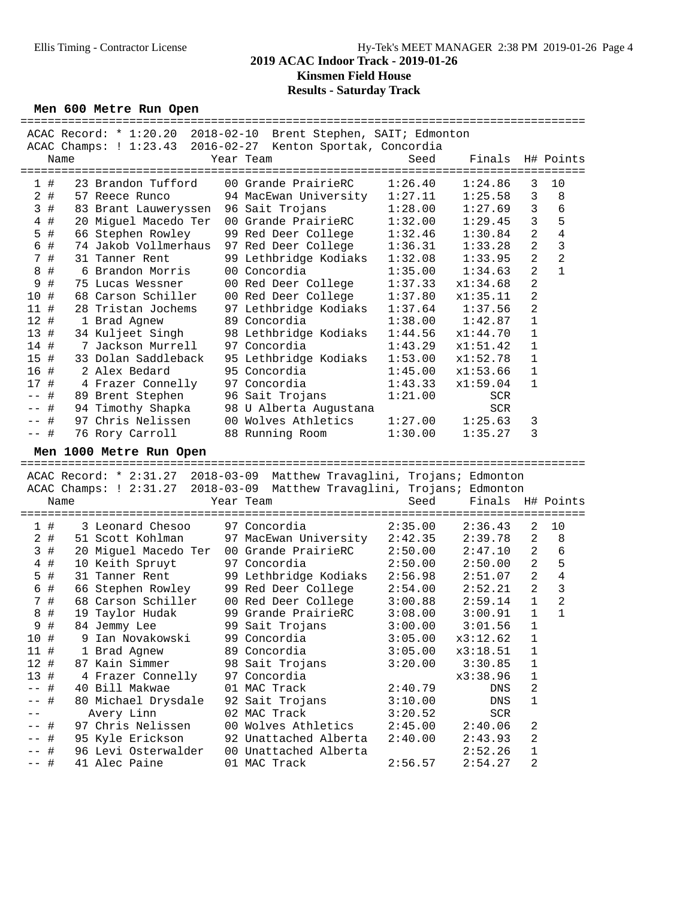# 2019 ACAC Indoor Track - 2019-01-26

## Kinsmen Field House

### Results - Saturday Track

**Men 600 Metre Run Open**

ACAC Record: * 1:20.20 2018-02-10 Brent Stephen, SAIT; Edmonton
ACAC Champs: ! 1:23.43 2016-02-27 Kenton Sportak, Concordia

| Place | Name | Year | Team | Seed | Finals | H# | Points |
|---|---|---|---|---|---|---|---|
| 1 # | 23 Brandon Tufford | 00 | Grande PrairieRC | 1:26.40 | 1:24.86 | 3 | 10 |
| 2 # | 57 Reece Runco | 94 | MacEwan University | 1:27.11 | 1:25.58 | 3 | 8 |
| 3 # | 83 Brant Lauweryssen | 96 | Sait Trojans | 1:28.00 | 1:27.69 | 3 | 6 |
| 4 # | 20 Miguel Macedo Ter | 00 | Grande PrairieRC | 1:32.00 | 1:29.45 | 3 | 5 |
| 5 # | 66 Stephen Rowley | 99 | Red Deer College | 1:32.46 | 1:30.84 | 2 | 4 |
| 6 # | 74 Jakob Vollmerhaus | 97 | Red Deer College | 1:36.31 | 1:33.28 | 2 | 3 |
| 7 # | 31 Tanner Rent | 99 | Lethbridge Kodiaks | 1:32.08 | 1:33.95 | 2 | 2 |
| 8 # | 6 Brandon Morris | 00 | Concordia | 1:35.00 | 1:34.63 | 2 | 1 |
| 9 # | 75 Lucas Wessner | 00 | Red Deer College | 1:37.33 | x1:34.68 | 2 | |
| 10 # | 68 Carson Schiller | 00 | Red Deer College | 1:37.80 | x1:35.11 | 2 | |
| 11 # | 28 Tristan Jochems | 97 | Lethbridge Kodiaks | 1:37.64 | 1:37.56 | 2 | |
| 12 # | 1 Brad Agnew | 89 | Concordia | 1:38.00 | 1:42.87 | 1 | |
| 13 # | 34 Kuljeet Singh | 98 | Lethbridge Kodiaks | 1:44.56 | x1:44.70 | 1 | |
| 14 # | 7 Jackson Murrell | 97 | Concordia | 1:43.29 | x1:51.42 | 1 | |
| 15 # | 33 Dolan Saddleback | 95 | Lethbridge Kodiaks | 1:53.00 | x1:52.78 | 1 | |
| 16 # | 2 Alex Bedard | 95 | Concordia | 1:45.00 | x1:53.66 | 1 | |
| 17 # | 4 Frazer Connelly | 97 | Concordia | 1:43.33 | x1:59.04 | 1 | |
| -- # | 89 Brent Stephen | 96 | Sait Trojans | 1:21.00 | SCR | | |
| -- # | 94 Timothy Shapka | 98 | U Alberta Augustana | | SCR | | |
| -- # | 97 Chris Nelissen | 00 | Wolves Athletics | 1:27.00 | 1:25.63 | 3 | |
| -- # | 76 Rory Carroll | 88 | Running Room | 1:30.00 | 1:35.27 | 3 | |

**Men 1000 Metre Run Open**

ACAC Record: * 2:31.27 2018-03-09 Matthew Travaglini, Trojans; Edmonton
ACAC Champs: ! 2:31.27 2018-03-09 Matthew Travaglini, Trojans; Edmonton

| Place | Name | Year | Team | Seed | Finals | H# | Points |
|---|---|---|---|---|---|---|---|
| 1 # | 3 Leonard Chesoo | 97 | Concordia | 2:35.00 | 2:36.43 | 2 | 10 |
| 2 # | 51 Scott Kohlman | 97 | MacEwan University | 2:42.35 | 2:39.78 | 2 | 8 |
| 3 # | 20 Miguel Macedo Ter | 00 | Grande PrairieRC | 2:50.00 | 2:47.10 | 2 | 6 |
| 4 # | 10 Keith Spruyt | 97 | Concordia | 2:50.00 | 2:50.00 | 2 | 5 |
| 5 # | 31 Tanner Rent | 99 | Lethbridge Kodiaks | 2:56.98 | 2:51.07 | 2 | 4 |
| 6 # | 66 Stephen Rowley | 99 | Red Deer College | 2:54.00 | 2:52.21 | 2 | 3 |
| 7 # | 68 Carson Schiller | 00 | Red Deer College | 3:00.88 | 2:59.14 | 1 | 2 |
| 8 # | 19 Taylor Hudak | 99 | Grande PrairieRC | 3:08.00 | 3:00.91 | 1 | 1 |
| 9 # | 84 Jemmy Lee | 99 | Sait Trojans | 3:00.00 | 3:01.56 | 1 | |
| 10 # | 9 Ian Novakowski | 99 | Concordia | 3:05.00 | x3:12.62 | 1 | |
| 11 # | 1 Brad Agnew | 89 | Concordia | 3:05.00 | x3:18.51 | 1 | |
| 12 # | 87 Kain Simmer | 98 | Sait Trojans | 3:20.00 | 3:30.85 | 1 | |
| 13 # | 4 Frazer Connelly | 97 | Concordia | | x3:38.96 | 1 | |
| -- # | 40 Bill Makwae | 01 | MAC Track | 2:40.79 | DNS | 2 | |
| -- # | 80 Michael Drysdale | 92 | Sait Trojans | 3:10.00 | DNS | 1 | |
| -- | Avery Linn | 02 | MAC Track | 3:20.52 | SCR | | |
| -- # | 97 Chris Nelissen | 00 | Wolves Athletics | 2:45.00 | 2:40.06 | 2 | |
| -- # | 95 Kyle Erickson | 92 | Unattached Alberta | 2:40.00 | 2:43.93 | 2 | |
| -- # | 96 Levi Osterwalder | 00 | Unattached Alberta | | 2:52.26 | 1 | |
| -- # | 41 Alec Paine | 01 | MAC Track | 2:56.57 | 2:54.27 | 2 | |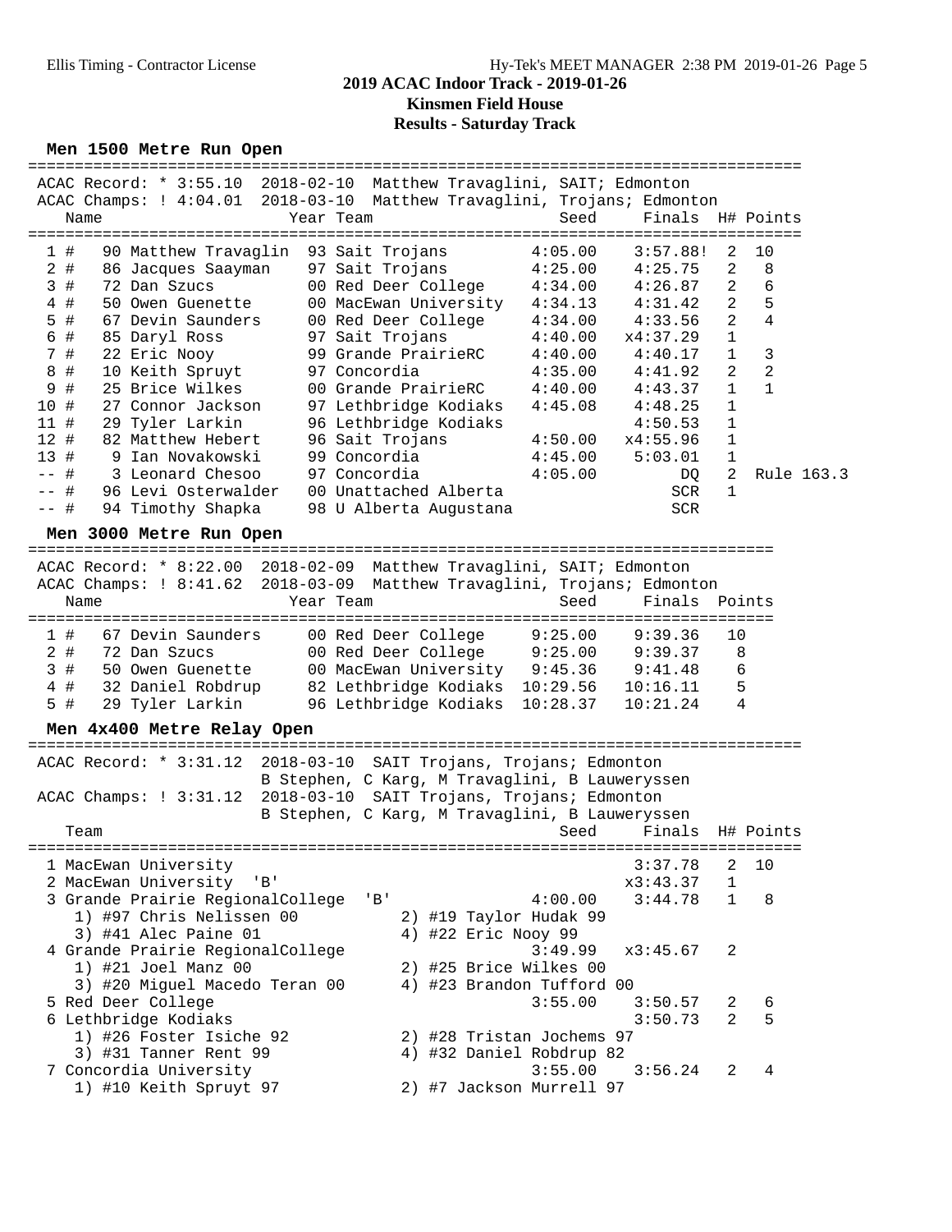**2019 ACAC Indoor Track - 2019-01-26**
**Kinsmen Field House**
**Results - Saturday Track**

### Men 1500 Metre Run Open

ACAC Record: * 3:55.10 2018-02-10 Matthew Travaglini, SAIT; Edmonton
ACAC Champs: ! 4:04.01 2018-03-10 Matthew Travaglini, Trojans; Edmonton

| | Name | Year | Team | Seed | Finals | H# | Points |
|---|---|---|---|---|---|---|---|
| 1 # | 90 Matthew Travaglin | 93 | Sait Trojans | 4:05.00 | 3:57.88! | 2 | 10 |
| 2 # | 86 Jacques Saayman | 97 | Sait Trojans | 4:25.00 | 4:25.75 | 2 | 8 |
| 3 # | 72 Dan Szucs | 00 | Red Deer College | 4:34.00 | 4:26.87 | 2 | 6 |
| 4 # | 50 Owen Guenette | 00 | MacEwan University | 4:34.13 | 4:31.42 | 2 | 5 |
| 5 # | 67 Devin Saunders | 00 | Red Deer College | 4:34.00 | 4:33.56 | 2 | 4 |
| 6 # | 85 Daryl Ross | 97 | Sait Trojans | 4:40.00 | x4:37.29 | 1 | |
| 7 # | 22 Eric Nooy | 99 | Grande PrairieRC | 4:40.00 | 4:40.17 | 1 | 3 |
| 8 # | 10 Keith Spruyt | 97 | Concordia | 4:35.00 | 4:41.92 | 2 | 2 |
| 9 # | 25 Brice Wilkes | 00 | Grande PrairieRC | 4:40.00 | 4:43.37 | 1 | 1 |
| 10 # | 27 Connor Jackson | 97 | Lethbridge Kodiaks | 4:45.08 | 4:48.25 | 1 | |
| 11 # | 29 Tyler Larkin | 96 | Lethbridge Kodiaks | | 4:50.53 | 1 | |
| 12 # | 82 Matthew Hebert | 96 | Sait Trojans | 4:50.00 | x4:55.96 | 1 | |
| 13 # | 9 Ian Novakowski | 99 | Concordia | 4:45.00 | 5:03.01 | 1 | |
| -- # | 3 Leonard Chesoo | 97 | Concordia | 4:05.00 | DQ | 2 | Rule 163.3 |
| -- # | 96 Levi Osterwalder | 00 | Unattached Alberta | | SCR | 1 | |
| -- # | 94 Timothy Shapka | 98 | U Alberta Augustana | | SCR | | |

### Men 3000 Metre Run Open

ACAC Record: * 8:22.00 2018-02-09 Matthew Travaglini, SAIT; Edmonton
ACAC Champs: ! 8:41.62 2018-03-09 Matthew Travaglini, Trojans; Edmonton

| | Name | Year | Team | Seed | Finals | Points |
|---|---|---|---|---|---|---|
| 1 # | 67 Devin Saunders | 00 | Red Deer College | 9:25.00 | 9:39.36 | 10 |
| 2 # | 72 Dan Szucs | 00 | Red Deer College | 9:25.00 | 9:39.37 | 8 |
| 3 # | 50 Owen Guenette | 00 | MacEwan University | 9:45.36 | 9:41.48 | 6 |
| 4 # | 32 Daniel Robdrup | 82 | Lethbridge Kodiaks | 10:29.56 | 10:16.11 | 5 |
| 5 # | 29 Tyler Larkin | 96 | Lethbridge Kodiaks | 10:28.37 | 10:21.24 | 4 |

### Men 4x400 Metre Relay Open

ACAC Record: * 3:31.12 2018-03-10 SAIT Trojans, Trojans; Edmonton
B Stephen, C Karg, M Travaglini, B Lauweryssen
ACAC Champs: ! 3:31.12 2018-03-10 SAIT Trojans, Trojans; Edmonton
B Stephen, C Karg, M Travaglini, B Lauweryssen

| | Team | Seed | Finals | H# | Points |
|---|---|---|---|---|---|
| 1 | MacEwan University | | 3:37.78 | 2 | 10 |
| 2 | MacEwan University 'B' | | x3:43.37 | 1 | |
| 3 | Grande Prairie RegionalCollege 'B' | 4:00.00 | 3:44.78 | 1 | 8 |
| | 1) #97 Chris Nelissen 00; 2) #19 Taylor Hudak 99; 3) #41 Alec Paine 01; 4) #22 Eric Nooy 99 | | | | |
| 4 | Grande Prairie RegionalCollege | 3:49.99 | x3:45.67 | 2 | |
| | 1) #21 Joel Manz 00; 2) #25 Brice Wilkes 00; 3) #20 Miguel Macedo Teran 00; 4) #23 Brandon Tufford 00 | | | | |
| 5 | Red Deer College | 3:55.00 | 3:50.57 | 2 | 6 |
| 6 | Lethbridge Kodiaks | | 3:50.73 | 2 | 5 |
| | 1) #26 Foster Isiche 92; 2) #28 Tristan Jochems 97; 3) #31 Tanner Rent 99; 4) #32 Daniel Robdrup 82 | | | | |
| 7 | Concordia University | 3:55.00 | 3:56.24 | 2 | 4 |
| | 1) #10 Keith Spruyt 97; 2) #7 Jackson Murrell 97 | | | | |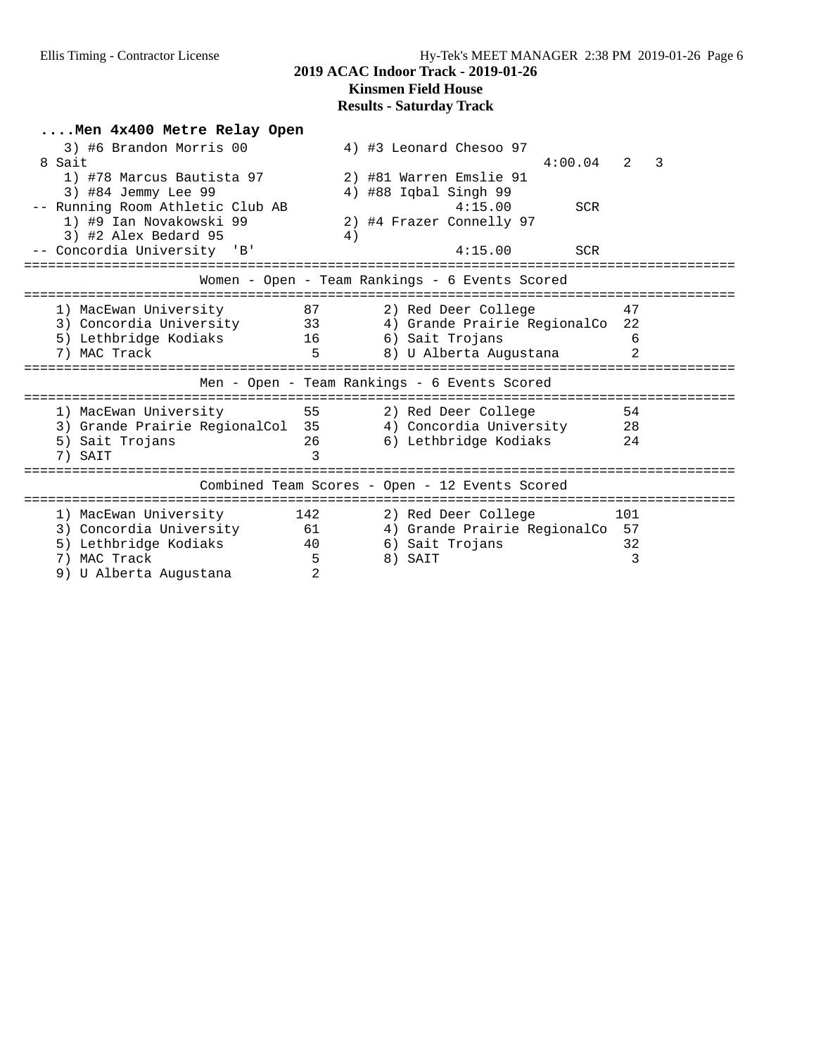## ....Men 4x400 Metre Relay Open

```
    3) #6 Brandon Morris 00            4) #3 Leonard Chesoo 97
  8 Sait                                                 4:00.04   2   3
    1) #78 Marcus Bautista 97          2) #81 Warren Emslie 91
    3) #84 Jemmy Lee 99                4) #88 Iqbal Singh 99
 -- Running Room Athletic Club AB                  4:15.00       SCR
    1) #9 Ian Novakowski 99            2) #4 Frazer Connelly 97
    3) #2 Alex Bedard 95               4)
 -- Concordia University  'B'                      4:15.00       SCR
```

### Women - Open - Team Rankings - 6 Events Scored

| | | | |
|---|---|---|---|
| 1) MacEwan University | 87 | 2) Red Deer College | 47 |
| 3) Concordia University | 33 | 4) Grande Prairie RegionalCo | 22 |
| 5) Lethbridge Kodiaks | 16 | 6) Sait Trojans | 6 |
| 7) MAC Track | 5 | 8) U Alberta Augustana | 2 |

### Men - Open - Team Rankings - 6 Events Scored

| | | | |
|---|---|---|---|
| 1) MacEwan University | 55 | 2) Red Deer College | 54 |
| 3) Grande Prairie RegionalCol | 35 | 4) Concordia University | 28 |
| 5) Sait Trojans | 26 | 6) Lethbridge Kodiaks | 24 |
| 7) SAIT | 3 | | |

### Combined Team Scores - Open - 12 Events Scored

| | | | |
|---|---|---|---|
| 1) MacEwan University | 142 | 2) Red Deer College | 101 |
| 3) Concordia University | 61 | 4) Grande Prairie RegionalCo | 57 |
| 5) Lethbridge Kodiaks | 40 | 6) Sait Trojans | 32 |
| 7) MAC Track | 5 | 8) SAIT | 3 |
| 9) U Alberta Augustana | 2 | | |